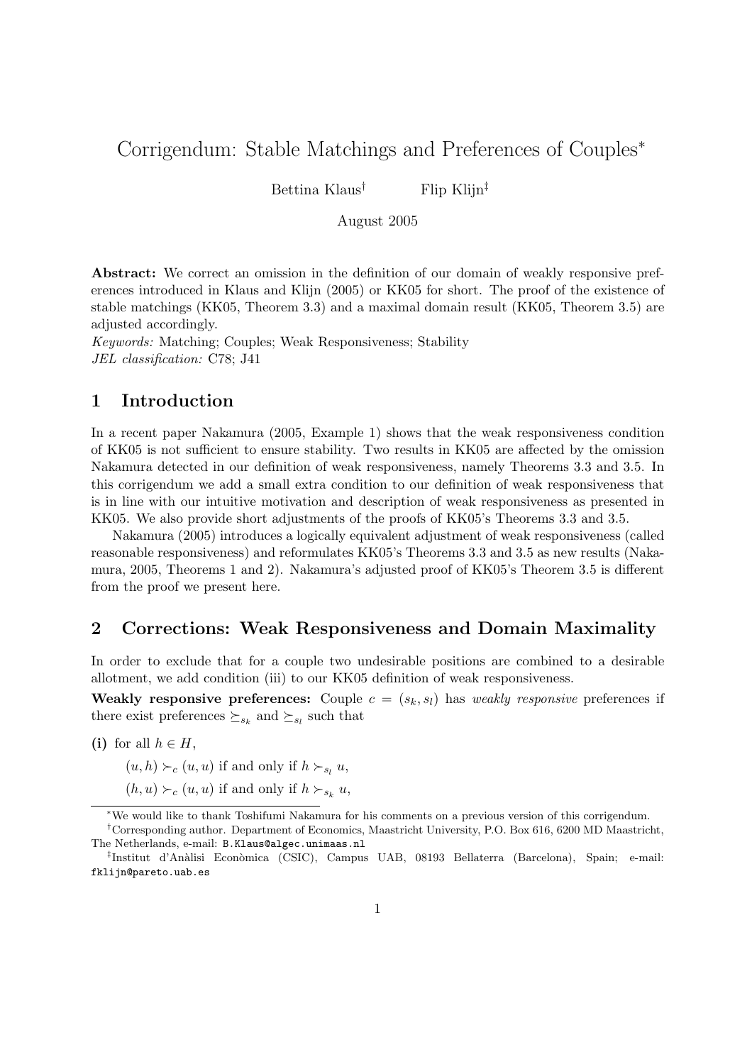# Corrigendum: Stable Matchings and Preferences of Couples[*]

Bettina Klaus[†] Flip Klijn[‡]

August 2005

**Abstract:** We correct an omission in the definition of our domain of weakly responsive preferences introduced in Klaus and Klijn (2005) or KK05 for short. The proof of the existence of stable matchings (KK05, Theorem 3.3) and a maximal domain result (KK05, Theorem 3.5) are adjusted accordingly.

*Keywords:* Matching; Couples; Weak Responsiveness; Stability

*JEL classification:* C78; J41

## 1 Introduction

In a recent paper Nakamura (2005, Example 1) shows that the weak responsiveness condition of KK05 is not sufficient to ensure stability. Two results in KK05 are affected by the omission Nakamura detected in our definition of weak responsiveness, namely Theorems 3.3 and 3.5. In this corrigendum we add a small extra condition to our definition of weak responsiveness that is in line with our intuitive motivation and description of weak responsiveness as presented in KK05. We also provide short adjustments of the proofs of KK05's Theorems 3.3 and 3.5.

Nakamura (2005) introduces a logically equivalent adjustment of weak responsiveness (called reasonable responsiveness) and reformulates KK05's Theorems 3.3 and 3.5 as new results (Nakamura, 2005, Theorems 1 and 2). Nakamura's adjusted proof of KK05's Theorem 3.5 is different from the proof we present here.

## 2 Corrections: Weak Responsiveness and Domain Maximality

In order to exclude that for a couple two undesirable positions are combined to a desirable allotment, we add condition (iii) to our KK05 definition of weak responsiveness.

**Weakly responsive preferences:** Couple $c = (s_k, s_l)$ has *weakly responsive* preferences if there exist preferences $\succeq_{s_k}$ and $\succeq_{s_l}$ such that

**(i)** for all $h \in H$,

$(u, h) \succ_c (u, u)$ if and only if $h \succ_{s_l} u$,

$(h, u) \succ_c (u, u)$ if and only if $h \succ_{s_k} u$,

---

[*] We would like to thank Toshifumi Nakamura for his comments on a previous version of this corrigendum.

[†] Corresponding author. Department of Economics, Maastricht University, P.O. Box 616, 6200 MD Maastricht, The Netherlands, e-mail: B.Klaus@algec.unimaas.nl

[‡] Institut d'Anàlisi Econòmica (CSIC), Campus UAB, 08193 Bellaterra (Barcelona), Spain; e-mail: fklijn@pareto.uab.es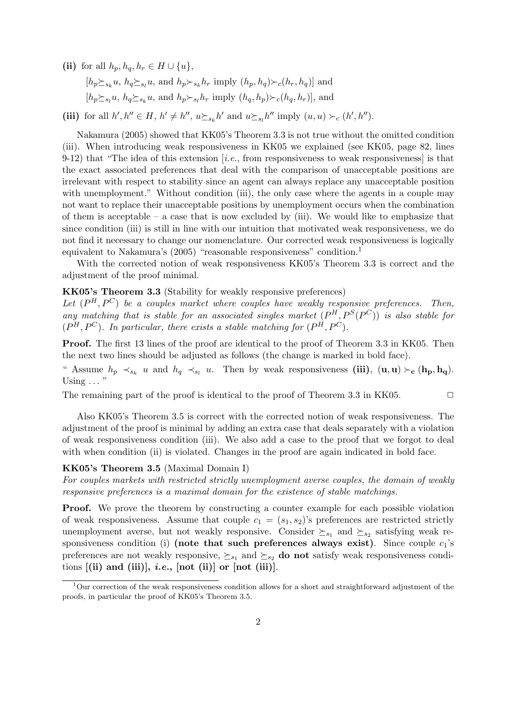**(ii)** for all $h_p, h_q, h_r \in H \cup \{u\}$,

$[h_p \succeq_{s_k} u,\ h_q \succeq_{s_l} u$, and $h_p \succ_{s_k} h_r$ imply $(h_p, h_q) \succ_c (h_r, h_q)]$ and

$[h_p \succeq_{s_l} u,\ h_q \succeq_{s_k} u$, and $h_p \succ_{s_l} h_r$ imply $(h_q, h_p) \succ_c (h_q, h_r)]$, and

**(iii)** for all $h', h'' \in H$, $h' \neq h''$, $u \succeq_{s_k} h'$ and $u \succeq_{s_l} h''$ imply $(u, u) \succ_c (h', h'')$.

Nakamura (2005) showed that KK05's Theorem 3.3 is not true without the omitted condition (iii). When introducing weak responsiveness in KK05 we explained (see KK05, page 82, lines 9-12) that "The idea of this extension [*i.e.*, from responsiveness to weak responsiveness] is that the exact associated preferences that deal with the comparison of unacceptable positions are irrelevant with respect to stability since an agent can always replace any unacceptable position with unemployment." Without condition (iii), the only case where the agents in a couple may not want to replace their unacceptable positions by unemployment occurs when the combination of them is acceptable – a case that is now excluded by (iii). We would like to emphasize that since condition (iii) is still in line with our intuition that motivated weak responsiveness, we do not find it necessary to change our nomenclature. Our corrected weak responsiveness is logically equivalent to Nakamura's (2005) "reasonable responsiveness" condition.[1]

With the corrected notion of weak responsiveness KK05's Theorem 3.3 is correct and the adjustment of the proof minimal.

**KK05's Theorem 3.3** (Stability for weakly responsive preferences)
*Let $(P^H, P^C)$ be a couples market where couples have weakly responsive preferences. Then, any matching that is stable for an associated singles market $(P^H, P^S(P^C))$ is also stable for $(P^H, P^C)$. In particular, there exists a stable matching for $(P^H, P^C)$.*

**Proof.** The first 13 lines of the proof are identical to the proof of Theorem 3.3 in KK05. Then the next two lines should be adjusted as follows (the change is marked in bold face).

" Assume $h_p \prec_{s_k} u$ and $h_q \prec_{s_l} u$. Then by weak responsiveness **(iii)**, $(\mathbf{u}, \mathbf{u}) \succ_{\mathbf{c}} (\mathbf{h_p}, \mathbf{h_q})$. Using ... "

The remaining part of the proof is identical to the proof of Theorem 3.3 in KK05. □

Also KK05's Theorem 3.5 is correct with the corrected notion of weak responsiveness. The adjustment of the proof is minimal by adding an extra case that deals separately with a violation of weak responsiveness condition (iii). We also add a case to the proof that we forgot to deal with when condition (ii) is violated. Changes in the proof are again indicated in bold face.

**KK05's Theorem 3.5** (Maximal Domain I)
*For couples markets with restricted strictly unemployment averse couples, the domain of weakly responsive preferences is a maximal domain for the existence of stable matchings.*

**Proof.** We prove the theorem by constructing a counter example for each possible violation of weak responsiveness. Assume that couple $c_1 = (s_1, s_2)$'s preferences are restricted strictly unemployment averse, but not weakly responsive. Consider $\succeq_{s_1}$ and $\succeq_{s_2}$ satisfying weak responsiveness condition (i) **(note that such preferences always exist)**. Since couple $c_1$'s preferences are not weakly responsive, $\succeq_{s_1}$ and $\succeq_{s_2}$ **do not** satisfy weak responsiveness conditions **[(ii) and (iii)], *i.e.*, [not (ii)] or [not (iii)]**.

[1] Our correction of the weak responsiveness condition allows for a short and straightforward adjustment of the proofs, in particular the proof of KK05's Theorem 3.5.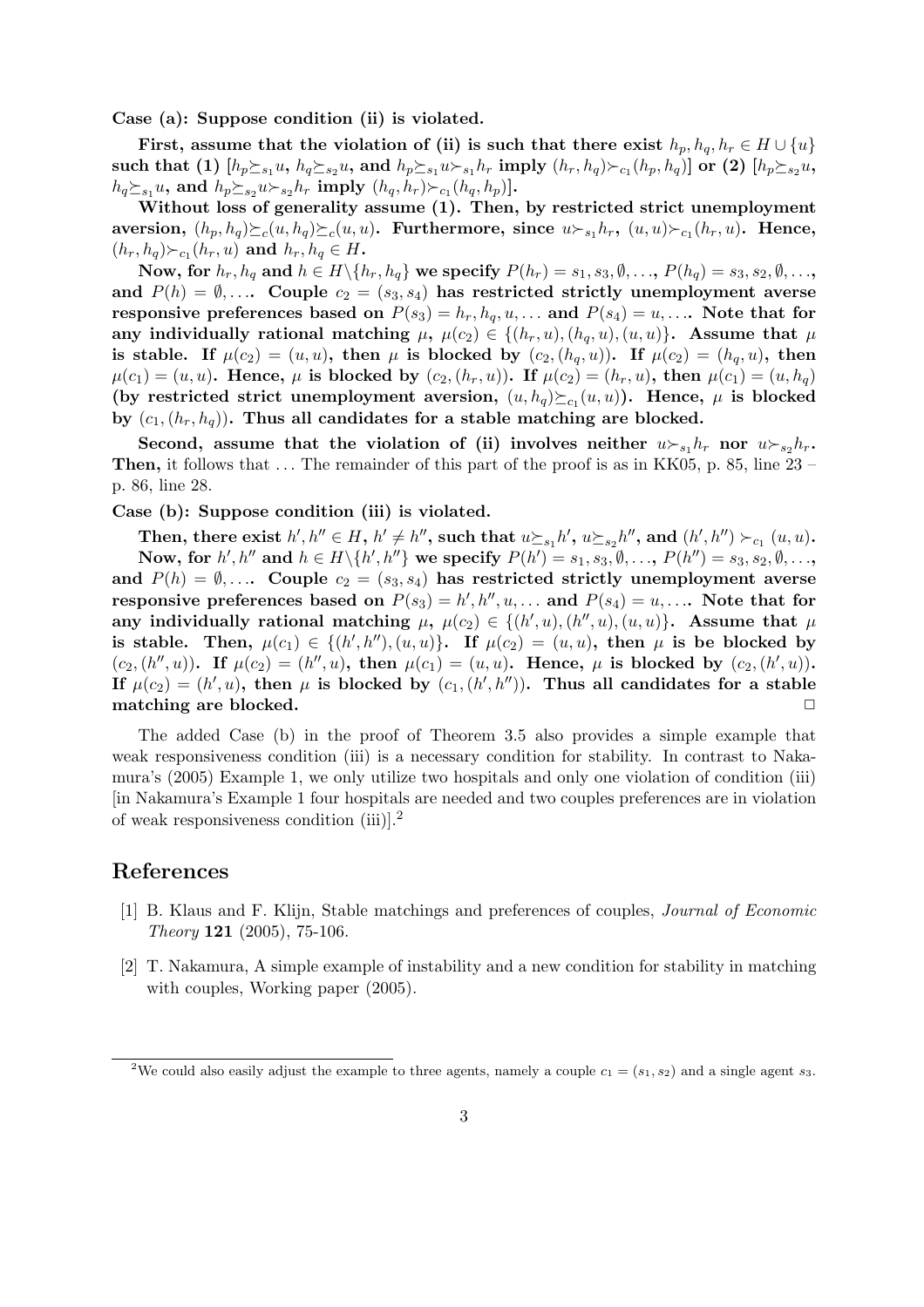**Case (a): Suppose condition (ii) is violated.**

**First, assume that the violation of (ii) is such that there exist $h_p, h_q, h_r \in H \cup \{u\}$ such that (1) $[h_p \succeq_{s_1} u$, $h_q \succeq_{s_2} u$, and $h_p \succeq_{s_1} u \succ_{s_1} h_r$ imply $(h_r, h_q) \succ_{c_1} (h_p, h_q)]$ or (2) $[h_p \succeq_{s_2} u$, $h_q \succeq_{s_1} u$, and $h_p \succeq_{s_2} u \succ_{s_2} h_r$ imply $(h_q, h_r) \succ_{c_1} (h_q, h_p)]$.**

**Without loss of generality assume (1). Then, by restricted strict unemployment aversion, $(h_p, h_q) \succeq_c (u, h_q) \succeq_c (u, u)$. Furthermore, since $u \succ_{s_1} h_r$, $(u, u) \succ_{c_1} (h_r, u)$. Hence, $(h_r, h_q) \succ_{c_1} (h_r, u)$ and $h_r, h_q \in H$.**

**Now, for $h_r, h_q$ and $h \in H \backslash \{h_r, h_q\}$ we specify $P(h_r) = s_1, s_3, \emptyset, \ldots$, $P(h_q) = s_3, s_2, \emptyset, \ldots$, and $P(h) = \emptyset, \ldots$. Couple $c_2 = (s_3, s_4)$ has restricted strictly unemployment averse responsive preferences based on $P(s_3) = h_r, h_q, u, \ldots$ and $P(s_4) = u, \ldots$. Note that for any individually rational matching $\mu$, $\mu(c_2) \in \{(h_r, u), (h_q, u), (u, u)\}$. Assume that $\mu$ is stable. If $\mu(c_2) = (u, u)$, then $\mu$ is blocked by $(c_2, (h_q, u))$. If $\mu(c_2) = (h_q, u)$, then $\mu(c_1) = (u, u)$. Hence, $\mu$ is blocked by $(c_2, (h_r, u))$. If $\mu(c_2) = (h_r, u)$, then $\mu(c_1) = (u, h_q)$ (by restricted strict unemployment aversion, $(u, h_q) \succeq_{c_1} (u, u)$). Hence, $\mu$ is blocked by $(c_1, (h_r, h_q))$. Thus all candidates for a stable matching are blocked.**

**Second, assume that the violation of (ii) involves neither $u \succ_{s_1} h_r$ nor $u \succ_{s_2} h_r$. Then,** it follows that ... The remainder of this part of the proof is as in KK05, p. 85, line 23 – p. 86, line 28.

**Case (b): Suppose condition (iii) is violated.**

**Then, there exist $h', h'' \in H$, $h' \neq h''$, such that $u \succeq_{s_1} h'$, $u \succeq_{s_2} h''$, and $(h', h'') \succ_{c_1} (u, u)$.**

**Now, for $h', h''$ and $h \in H \backslash \{h', h''\}$ we specify $P(h') = s_1, s_3, \emptyset, \ldots$, $P(h'') = s_3, s_2, \emptyset, \ldots$, and $P(h) = \emptyset, \ldots$. Couple $c_2 = (s_3, s_4)$ has restricted strictly unemployment averse responsive preferences based on $P(s_3) = h', h'', u, \ldots$ and $P(s_4) = u, \ldots$. Note that for any individually rational matching $\mu$, $\mu(c_2) \in \{(h', u), (h'', u), (u, u)\}$. Assume that $\mu$ is stable. Then, $\mu(c_1) \in \{(h', h''), (u, u)\}$. If $\mu(c_2) = (u, u)$, then $\mu$ is be blocked by $(c_2, (h'', u))$. If $\mu(c_2) = (h'', u)$, then $\mu(c_1) = (u, u)$. Hence, $\mu$ is blocked by $(c_2, (h', u))$. If $\mu(c_2) = (h', u)$, then $\mu$ is blocked by $(c_1, (h', h''))$. Thus all candidates for a stable matching are blocked.** □

The added Case (b) in the proof of Theorem 3.5 also provides a simple example that weak responsiveness condition (iii) is a necessary condition for stability. In contrast to Nakamura's (2005) Example 1, we only utilize two hospitals and only one violation of condition (iii) [in Nakamura's Example 1 four hospitals are needed and two couples preferences are in violation of weak responsiveness condition (iii)].[2]

## References

[1] B. Klaus and F. Klijn, Stable matchings and preferences of couples, *Journal of Economic Theory* **121** (2005), 75-106.

[2] T. Nakamura, A simple example of instability and a new condition for stability in matching with couples, Working paper (2005).

---

[2] We could also easily adjust the example to three agents, namely a couple $c_1 = (s_1, s_2)$ and a single agent $s_3$.